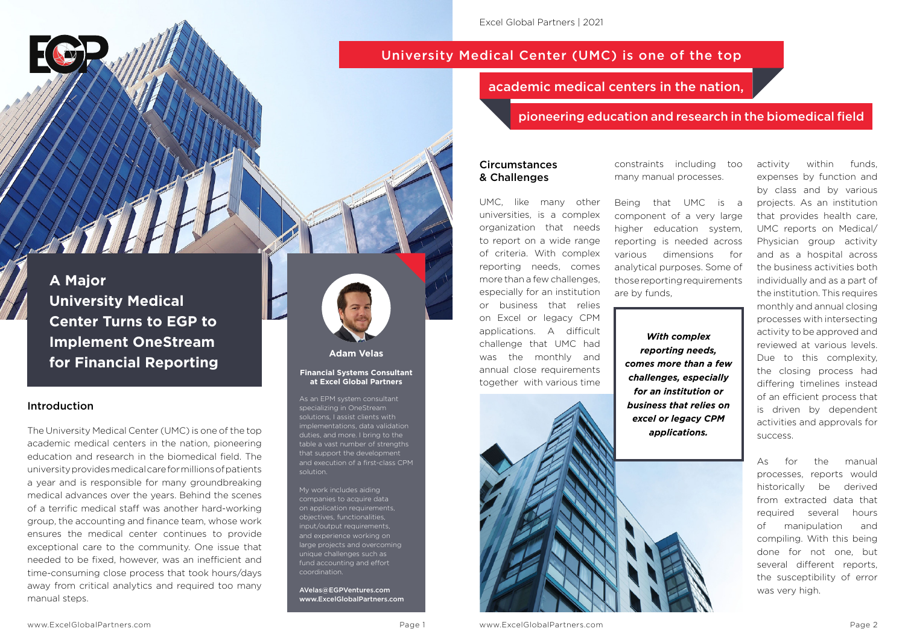# A Major University Medical Center Turns to EGP to Implement OneStream for Financial Reporting

## Introduction

The University Medical Center (UMC) is one of the top academic medical centers in the nation, pioneering education and research in the biomedical field. The university provides medical care for millions of patients a year and is responsible for many groundbreaking medical advances over the years. Behind the scenes of a terrific medical staff was another hard-working group, the accounting and finance team, whose work ensures the medical center continues to provide exceptional care to the community. One issue that needed to be fixed, however, was an inefficient and time-consuming close process that took hours/days away from critical analytics and required too many manual steps.

**Adam Velas**

**Financial Systems Consultant at Excel Global Partners**

As an EPM system consultant specializing in OneStream solutions, I assist clients with implementations, data validation duties, and more. I bring to the table a vast number of strengths that support the development and execution of a first-class CPM solution.

My work includes aiding companies to acquire data on application requirements, objectives, functionalities, input/output requirements, and experience working on large projects and overcoming unique challenges such as fund accounting and effort coordination.

**AVelas@EGPVentures.com**
**www.ExcelGlobalPartners.com**

---

Excel Global Partners | 2021

## University Medical Center (UMC) is one of the top academic medical centers in the nation, pioneering education and research in the biomedical field

## Circumstances & Challenges

UMC, like many other universities, is a complex organization that needs to report on a wide range of criteria. With complex reporting needs, comes more than a few challenges, especially for an institution or business that relies on Excel or legacy CPM applications. A difficult challenge that UMC had was the monthly and annual close requirements together with various time constraints including too many manual processes.

Being that UMC is a component of a very large higher education system, reporting is needed across various dimensions for analytical purposes. Some of those reporting requirements are by funds,

> ***With complex reporting needs, comes more than a few challenges, especially for an institution or business that relies on excel or legacy CPM applications.***

activity within funds, expenses by function and by class and by various projects. As an institution that provides health care, UMC reports on Medical/ Physician group activity and as a hospital across the business activities both individually and as a part of the institution. This requires monthly and annual closing processes with intersecting activity to be approved and reviewed at various levels. Due to this complexity, the closing process had differing timelines instead of an efficient process that is driven by dependent activities and approvals for success.

As for the manual processes, reports would historically be derived from extracted data that required several hours of manipulation and compiling. With this being done for not one, but several different reports, the susceptibility of error was very high.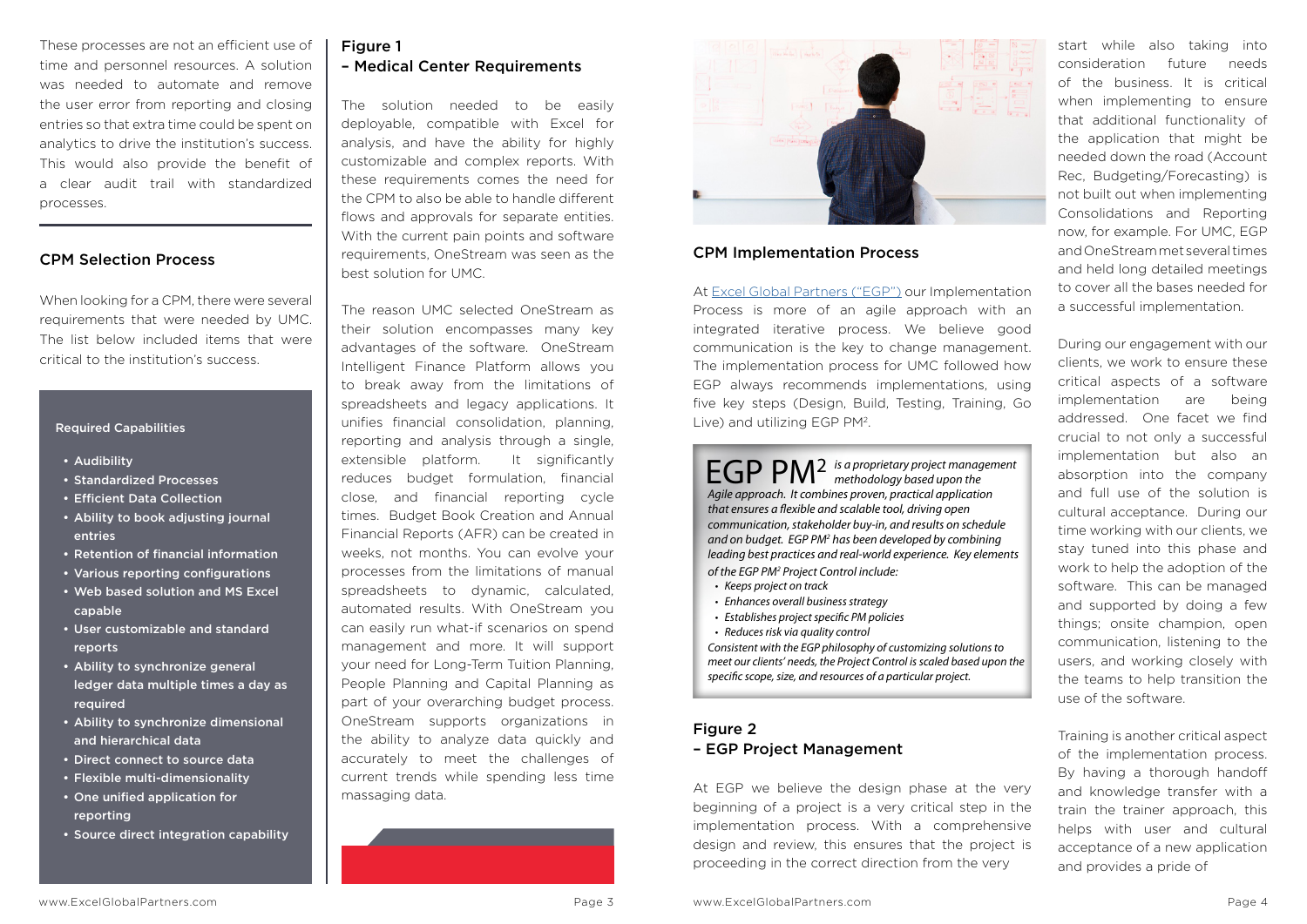These processes are not an efficient use of time and personnel resources. A solution was needed to automate and remove the user error from reporting and closing entries so that extra time could be spent on analytics to drive the institution's success. This would also provide the benefit of a clear audit trail with standardized processes.

## CPM Selection Process

When looking for a CPM, there were several requirements that were needed by UMC. The list below included items that were critical to the institution's success.

**Required Capabilities**

- Audibility
- Standardized Processes
- Efficient Data Collection
- Ability to book adjusting journal entries
- Retention of financial information
- Various reporting configurations
- Web based solution and MS Excel capable
- User customizable and standard reports
- Ability to synchronize general ledger data multiple times a day as required
- Ability to synchronize dimensional and hierarchical data
- Direct connect to source data
- Flexible multi-dimensionality
- One unified application for reporting
- Source direct integration capability

## Figure 1 – Medical Center Requirements

The solution needed to be easily deployable, compatible with Excel for analysis, and have the ability for highly customizable and complex reports. With these requirements comes the need for the CPM to also be able to handle different flows and approvals for separate entities. With the current pain points and software requirements, OneStream was seen as the best solution for UMC.

The reason UMC selected OneStream as their solution encompasses many key advantages of the software. OneStream Intelligent Finance Platform allows you to break away from the limitations of spreadsheets and legacy applications. It unifies financial consolidation, planning, reporting and analysis through a single, extensible platform. It significantly reduces budget formulation, financial close, and financial reporting cycle times. Budget Book Creation and Annual Financial Reports (AFR) can be created in weeks, not months. You can evolve your processes from the limitations of manual spreadsheets to dynamic, calculated, automated results. With OneStream you can easily run what-if scenarios on spend management and more. It will support your need for Long-Term Tuition Planning, People Planning and Capital Planning as part of your overarching budget process. OneStream supports organizations in the ability to analyze data quickly and accurately to meet the challenges of current trends while spending less time massaging data.

## CPM Implementation Process

At Excel Global Partners ("EGP") our Implementation Process is more of an agile approach with an integrated iterative process. We believe good communication is the key to change management. The implementation process for UMC followed how EGP always recommends implementations, using five key steps (Design, Build, Testing, Training, Go Live) and utilizing EGP PM².

EGP PM² *is a proprietary project management methodology based upon the Agile approach. It combines proven, practical application that ensures a flexible and scalable tool, driving open communication, stakeholder buy-in, and results on schedule and on budget. EGP PM² has been developed by combining leading best practices and real-world experience. Key elements of the EGP PM² Project Control include:*

- *Keeps project on track*
- *Enhances overall business strategy*
- *Establishes project specific PM policies*
- *Reduces risk via quality control*

*Consistent with the EGP philosophy of customizing solutions to meet our clients' needs, the Project Control is scaled based upon the specific scope, size, and resources of a particular project.*

## Figure 2 – EGP Project Management

At EGP we believe the design phase at the very beginning of a project is a very critical step in the implementation process. With a comprehensive design and review, this ensures that the project is proceeding in the correct direction from the very start while also taking into consideration future needs of the business. It is critical when implementing to ensure that additional functionality of the application that might be needed down the road (Account Rec, Budgeting/Forecasting) is not built out when implementing Consolidations and Reporting now, for example. For UMC, EGP and OneStream met several times and held long detailed meetings to cover all the bases needed for a successful implementation.

During our engagement with our clients, we work to ensure these critical aspects of a software implementation are being addressed. One facet we find crucial to not only a successful implementation but also an absorption into the company and full use of the solution is cultural acceptance. During our time working with our clients, we stay tuned into this phase and work to help the adoption of the software. This can be managed and supported by doing a few things; onsite champion, open communication, listening to the users, and working closely with the teams to help transition the use of the software.

Training is another critical aspect of the implementation process. By having a thorough handoff and knowledge transfer with a train the trainer approach, this helps with user and cultural acceptance of a new application and provides a pride of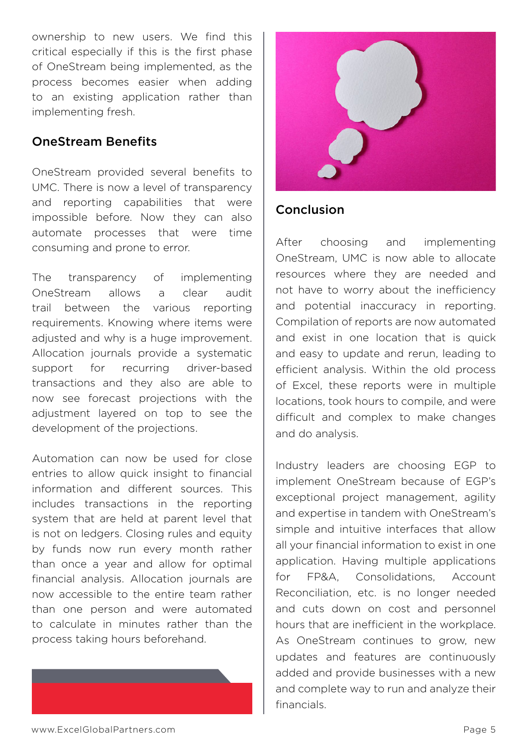ownership to new users. We find this critical especially if this is the first phase of OneStream being implemented, as the process becomes easier when adding to an existing application rather than implementing fresh.

## OneStream Benefits

OneStream provided several benefits to UMC. There is now a level of transparency and reporting capabilities that were impossible before. Now they can also automate processes that were time consuming and prone to error.

The transparency of implementing OneStream allows a clear audit trail between the various reporting requirements. Knowing where items were adjusted and why is a huge improvement. Allocation journals provide a systematic support for recurring driver-based transactions and they also are able to now see forecast projections with the adjustment layered on top to see the development of the projections.

Automation can now be used for close entries to allow quick insight to financial information and different sources. This includes transactions in the reporting system that are held at parent level that is not on ledgers. Closing rules and equity by funds now run every month rather than once a year and allow for optimal financial analysis. Allocation journals are now accessible to the entire team rather than one person and were automated to calculate in minutes rather than the process taking hours beforehand.

## Conclusion

After choosing and implementing OneStream, UMC is now able to allocate resources where they are needed and not have to worry about the inefficiency and potential inaccuracy in reporting. Compilation of reports are now automated and exist in one location that is quick and easy to update and rerun, leading to efficient analysis. Within the old process of Excel, these reports were in multiple locations, took hours to compile, and were difficult and complex to make changes and do analysis.

Industry leaders are choosing EGP to implement OneStream because of EGP's exceptional project management, agility and expertise in tandem with OneStream's simple and intuitive interfaces that allow all your financial information to exist in one application. Having multiple applications for FP&A, Consolidations, Account Reconciliation, etc. is no longer needed and cuts down on cost and personnel hours that are inefficient in the workplace. As OneStream continues to grow, new updates and features are continuously added and provide businesses with a new and complete way to run and analyze their financials.